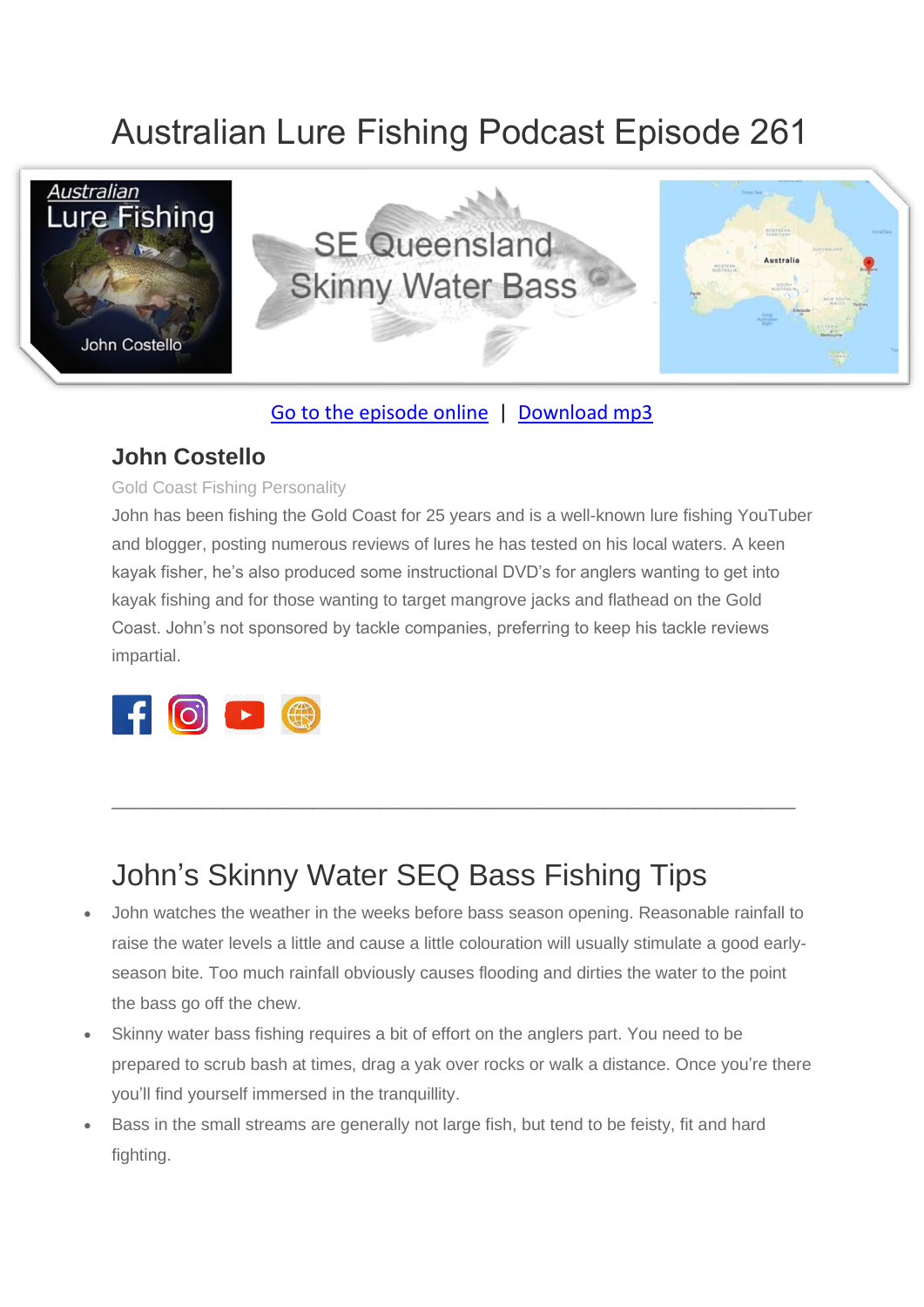# Australian Lure Fishing Podcast Episode 261

Go to the episode online | Download mp3

## John Costello

Gold Coast Fishing Personality

John has been fishing the Gold Coast for 25 years and is a well-known lure fishing YouTuber and blogger, posting numerous reviews of lures he has tested on his local waters. A keen kayak fisher, he's also produced some instructional DVD's for anglers wanting to get into kayak fishing and for those wanting to target mangrove jacks and flathead on the Gold Coast. John's not sponsored by tackle companies, preferring to keep his tackle reviews impartial.

---

# John's Skinny Water SEQ Bass Fishing Tips

- John watches the weather in the weeks before bass season opening. Reasonable rainfall to raise the water levels a little and cause a little colouration will usually stimulate a good early-season bite. Too much rainfall obviously causes flooding and dirties the water to the point the bass go off the chew.
- Skinny water bass fishing requires a bit of effort on the anglers part. You need to be prepared to scrub bash at times, drag a yak over rocks or walk a distance. Once you're there you'll find yourself immersed in the tranquillity.
- Bass in the small streams are generally not large fish, but tend to be feisty, fit and hard fighting.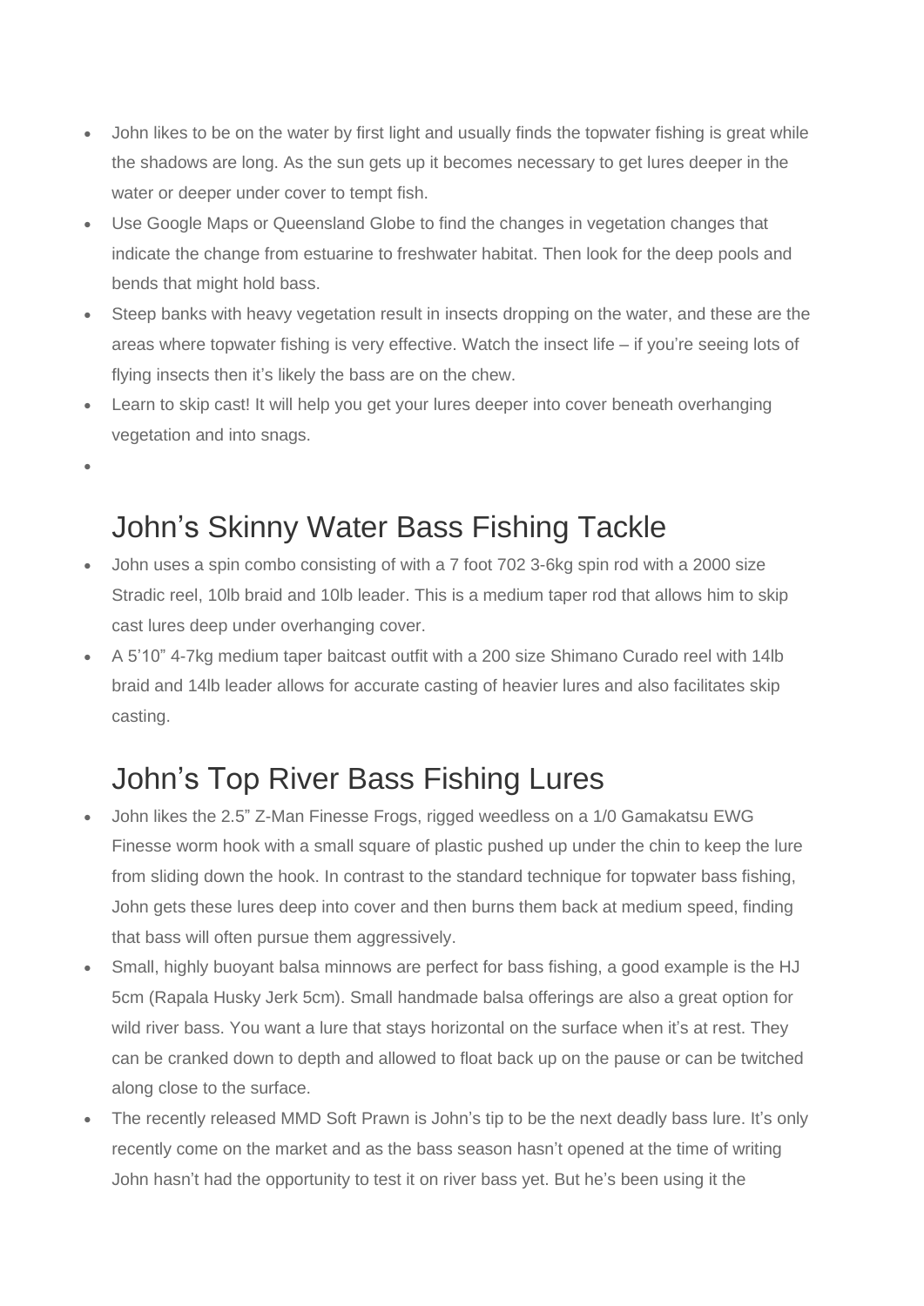- John likes to be on the water by first light and usually finds the topwater fishing is great while the shadows are long. As the sun gets up it becomes necessary to get lures deeper in the water or deeper under cover to tempt fish.
- Use Google Maps or Queensland Globe to find the changes in vegetation changes that indicate the change from estuarine to freshwater habitat. Then look for the deep pools and bends that might hold bass.
- Steep banks with heavy vegetation result in insects dropping on the water, and these are the areas where topwater fishing is very effective. Watch the insect life – if you're seeing lots of flying insects then it's likely the bass are on the chew.
- Learn to skip cast! It will help you get your lures deeper into cover beneath overhanging vegetation and into snags.

## John's Skinny Water Bass Fishing Tackle

- John uses a spin combo consisting of with a 7 foot 702 3-6kg spin rod with a 2000 size Stradic reel, 10lb braid and 10lb leader. This is a medium taper rod that allows him to skip cast lures deep under overhanging cover.
- A 5'10" 4-7kg medium taper baitcast outfit with a 200 size Shimano Curado reel with 14lb braid and 14lb leader allows for accurate casting of heavier lures and also facilitates skip casting.

## John's Top River Bass Fishing Lures

- John likes the 2.5" Z-Man Finesse Frogs, rigged weedless on a 1/0 Gamakatsu EWG Finesse worm hook with a small square of plastic pushed up under the chin to keep the lure from sliding down the hook. In contrast to the standard technique for topwater bass fishing, John gets these lures deep into cover and then burns them back at medium speed, finding that bass will often pursue them aggressively.
- Small, highly buoyant balsa minnows are perfect for bass fishing, a good example is the HJ 5cm (Rapala Husky Jerk 5cm). Small handmade balsa offerings are also a great option for wild river bass. You want a lure that stays horizontal on the surface when it's at rest. They can be cranked down to depth and allowed to float back up on the pause or can be twitched along close to the surface.
- The recently released MMD Soft Prawn is John's tip to be the next deadly bass lure. It's only recently come on the market and as the bass season hasn't opened at the time of writing John hasn't had the opportunity to test it on river bass yet. But he's been using it the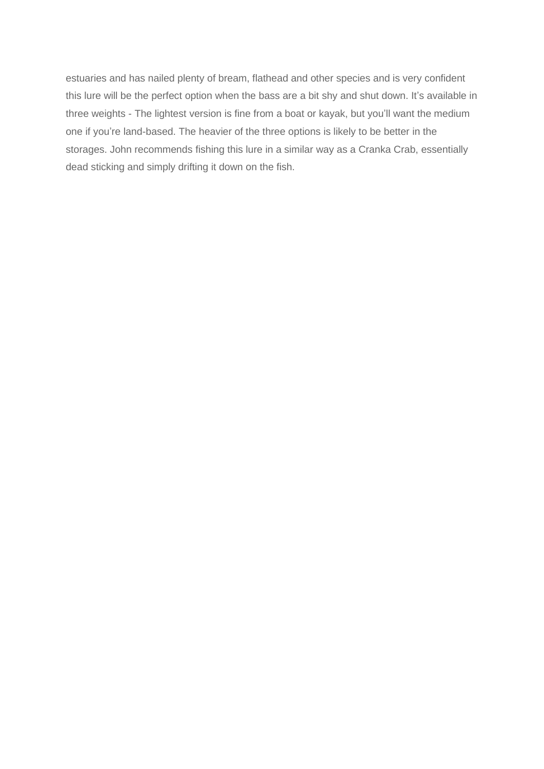estuaries and has nailed plenty of bream, flathead and other species and is very confident this lure will be the perfect option when the bass are a bit shy and shut down. It's available in three weights - The lightest version is fine from a boat or kayak, but you'll want the medium one if you're land-based. The heavier of the three options is likely to be better in the storages. John recommends fishing this lure in a similar way as a Cranka Crab, essentially dead sticking and simply drifting it down on the fish.